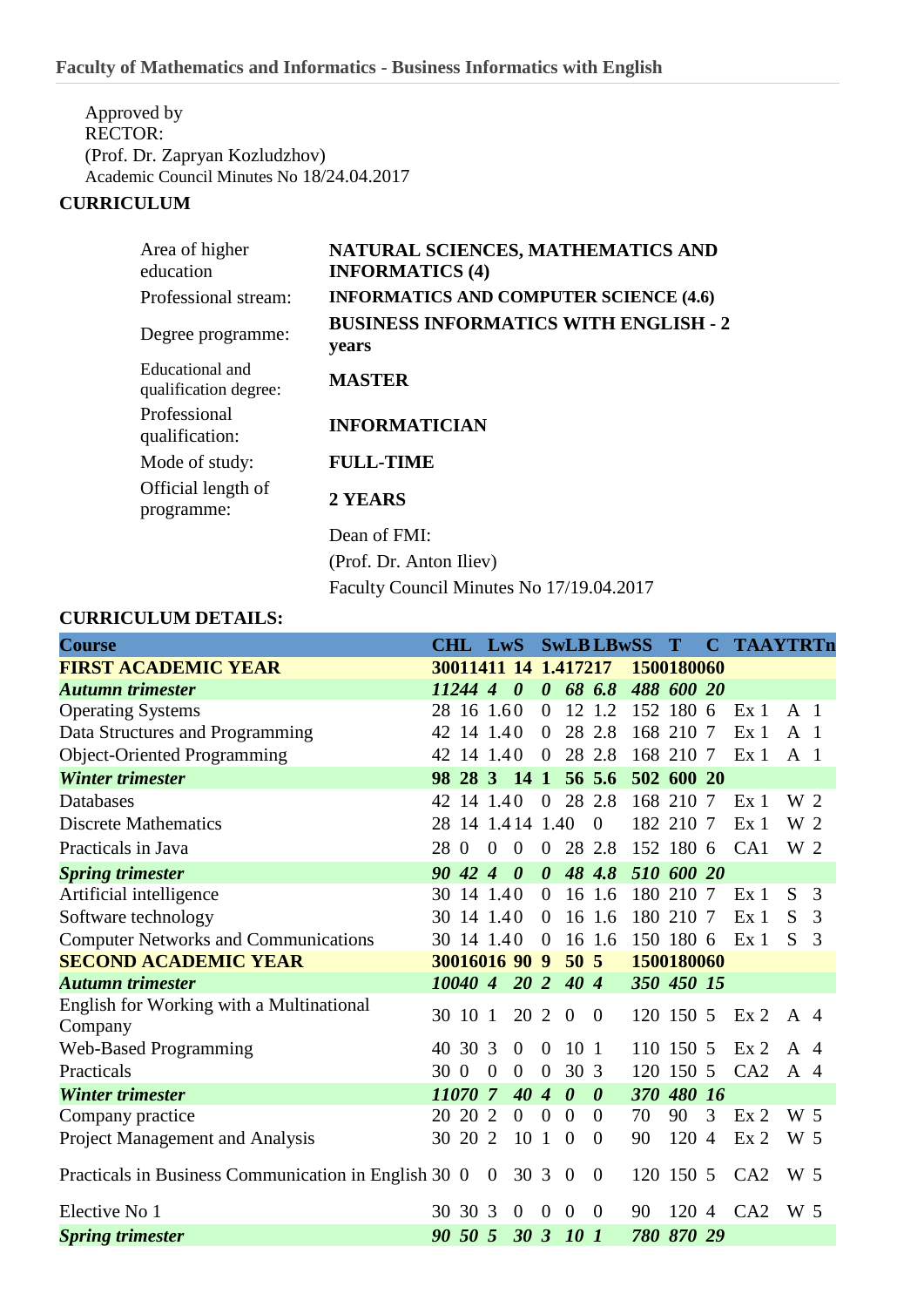Approved by
RECTOR:
(Prof. Dr. Zapryan Kozludzhov)
Academic Council Minutes No 18/24.04.2017

**CURRICULUM**

| | |
|---|---|
| Area of higher education | **NATURAL SCIENCES, MATHEMATICS AND INFORMATICS (4)** |
| Professional stream: | **INFORMATICS AND COMPUTER SCIENCE (4.6)** |
| Degree programme: | **BUSINESS INFORMATICS WITH ENGLISH - 2 years** |
| Educational and qualification degree: | **MASTER** |
| Professional qualification: | **INFORMATICIAN** |
| Mode of study: | **FULL-TIME** |
| Official length of programme: | **2 YEARS** |

Dean of FMI:
(Prof. Dr. Anton Iliev)
Faculty Council Minutes No 17/19.04.2017

**CURRICULUM DETAILS:**

| Course | CH | L | LwS | S | Sw | LB | LBw | SS | T | C | TA | AY | TR | Tn |
|---|---|---|---|---|---|---|---|---|---|---|---|---|---|---|
| **FIRST ACADEMIC YEAR** | **300** | **114** | **11** | **14** | **1.4** | **172** | **17** | **1500** | **1800** | **60** | | | | |
| ***Autumn trimester*** | ***112*** | ***44*** | ***4*** | ***0*** | ***0*** | ***68*** | ***6.8*** | ***488*** | ***600*** | ***20*** | | | | |
| Operating Systems | 28 | 16 | 1.6 | 0 | 0 | 12 | 1.2 | 152 | 180 | 6 | Ex | 1 | A | 1 |
| Data Structures and Programming | 42 | 14 | 1.4 | 0 | 0 | 28 | 2.8 | 168 | 210 | 7 | Ex | 1 | A | 1 |
| Object-Oriented Programming | 42 | 14 | 1.4 | 0 | 0 | 28 | 2.8 | 168 | 210 | 7 | Ex | 1 | A | 1 |
| ***Winter trimester*** | **98** | **28** | **3** | **14** | **1** | **56** | **5.6** | **502** | **600** | **20** | | | | |
| Databases | 42 | 14 | 1.4 | 0 | 0 | 28 | 2.8 | 168 | 210 | 7 | Ex | 1 | W | 2 |
| Discrete Mathematics | 28 | 14 | 1.4 | 14 | 1.4 | 0 | 0 | 182 | 210 | 7 | Ex | 1 | W | 2 |
| Practicals in Java | 28 | 0 | 0 | 0 | 0 | 28 | 2.8 | 152 | 180 | 6 | CA | 1 | W | 2 |
| ***Spring trimester*** | ***90*** | ***42*** | ***4*** | ***0*** | ***0*** | ***48*** | ***4.8*** | ***510*** | ***600*** | ***20*** | | | | |
| Artificial intelligence | 30 | 14 | 1.4 | 0 | 0 | 16 | 1.6 | 180 | 210 | 7 | Ex | 1 | S | 3 |
| Software technology | 30 | 14 | 1.4 | 0 | 0 | 16 | 1.6 | 180 | 210 | 7 | Ex | 1 | S | 3 |
| Computer Networks and Communications | 30 | 14 | 1.4 | 0 | 0 | 16 | 1.6 | 150 | 180 | 6 | Ex | 1 | S | 3 |
| **SECOND ACADEMIC YEAR** | **300** | **160** | **16** | **90** | **9** | **50** | **5** | **1500** | **1800** | **60** | | | | |
| ***Autumn trimester*** | ***100*** | ***40*** | ***4*** | ***20*** | ***2*** | ***40*** | ***4*** | ***350*** | ***450*** | ***15*** | | | | |
| English for Working with a Multinational Company | 30 | 10 | 1 | 20 | 2 | 0 | 0 | 120 | 150 | 5 | Ex | 2 | A | 4 |
| Web-Based Programming | 40 | 30 | 3 | 0 | 0 | 10 | 1 | 110 | 150 | 5 | Ex | 2 | A | 4 |
| Practicals | 30 | 0 | 0 | 0 | 0 | 30 | 3 | 120 | 150 | 5 | CA | 2 | A | 4 |
| ***Winter trimester*** | ***110*** | ***70*** | ***7*** | ***40*** | ***4*** | ***0*** | ***0*** | ***370*** | ***480*** | ***16*** | | | | |
| Company practice | 20 | 20 | 2 | 0 | 0 | 0 | 0 | 70 | 90 | 3 | Ex | 2 | W | 5 |
| Project Management and Analysis | 30 | 20 | 2 | 10 | 1 | 0 | 0 | 90 | 120 | 4 | Ex | 2 | W | 5 |
| Practicals in Business Communication in English | 30 | 0 | 0 | 30 | 3 | 0 | 0 | 120 | 150 | 5 | CA | 2 | W | 5 |
| Elective No 1 | 30 | 30 | 3 | 0 | 0 | 0 | 0 | 90 | 120 | 4 | CA | 2 | W | 5 |
| ***Spring trimester*** | ***90*** | ***50*** | ***5*** | ***30*** | ***3*** | ***10*** | ***1*** | ***780*** | ***870*** | ***29*** | | | | |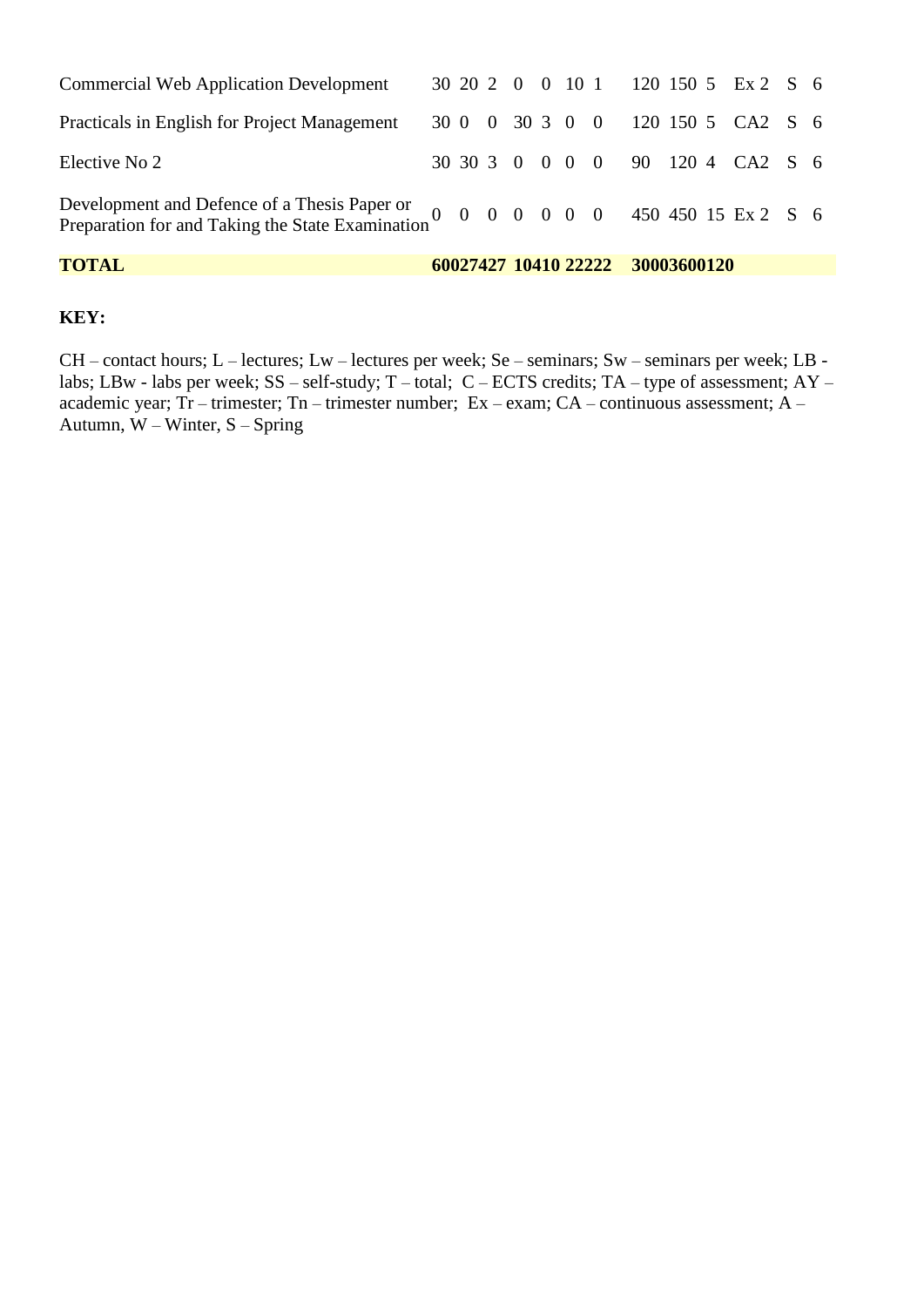| | | | | | | | | | | | | | | |
|---|---|---|---|---|---|---|---|---|---|---|---|---|---|---|
| Commercial Web Application Development | 30 | 20 | 2 | 0 | 0 | 10 | 1 | 120 | 150 | 5 | Ex | 2 | S | 6 |
| Practicals in English for Project Management | 30 | 0 | 0 | 30 | 3 | 0 | 0 | 120 | 150 | 5 | CA | 2 | S | 6 |
| Elective No 2 | 30 | 30 | 3 | 0 | 0 | 0 | 0 | 90 | 120 | 4 | CA | 2 | S | 6 |
| Development and Defence of a Thesis Paper or Preparation for and Taking the State Examination | 0 | 0 | 0 | 0 | 0 | 0 | 0 | 450 | 450 | 15 | Ex | 2 | S | 6 |
| **TOTAL** | **600** | **274** | **27** | **104** | **10** | **222** | **22** | **3000** | **3600** | **120** | | | | |

**KEY:**

CH – contact hours; L – lectures; Lw – lectures per week; Se – seminars; Sw – seminars per week; LB - labs; LBw - labs per week; SS – self-study; T – total; C – ECTS credits; TA – type of assessment; AY – academic year; Tr – trimester; Tn – trimester number; Ex – exam; CA – continuous assessment; A – Autumn, W – Winter, S – Spring